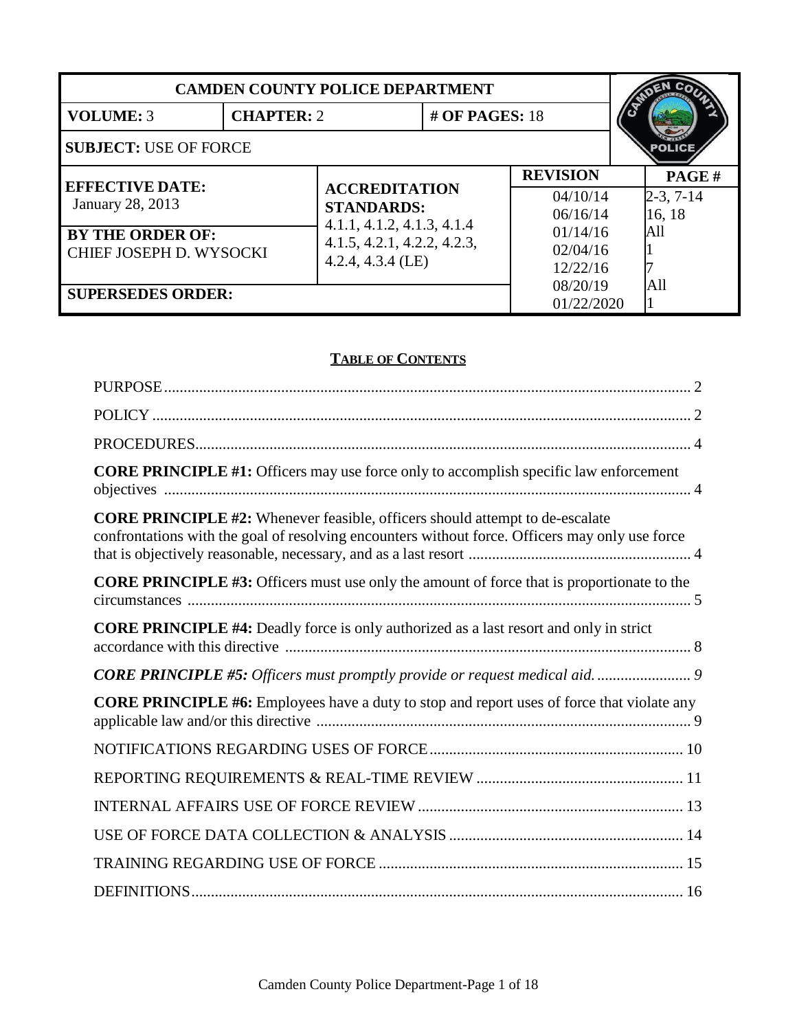| CAMDEN COUNTY POLICE DEPARTMENT | | | | |
|---|---|---|---|---|
| **VOLUME:** 3 | **CHAPTER:** 2 | **# OF PAGES:** 18 | | |
| **SUBJECT:** USE OF FORCE | | | | |
| **EFFECTIVE DATE:** January 28, 2013 | **ACCREDITATION STANDARDS:** 4.1.1, 4.1.2, 4.1.3, 4.1.4 4.1.5, 4.2.1, 4.2.2, 4.2.3, 4.2.4, 4.3.4 (LE) | | **REVISION** | **PAGE #** |
| | | | 04/10/14 | 2-3, 7-14 |
| | | | 06/16/14 | 16, 18 |
| **BY THE ORDER OF:** CHIEF JOSEPH D. WYSOCKI | | | 01/14/16 | All |
| | | | 02/04/16 | 1 |
| | | | 12/22/16 | 7 |
| **SUPERSEDES ORDER:** | | | 08/20/19 | All |
| | | | 01/22/2020 | 1 |

## TABLE OF CONTENTS

PURPOSE ..... 2

POLICY ..... 2

PROCEDURES ..... 4

**CORE PRINCIPLE #1:** Officers may use force only to accomplish specific law enforcement objectives ..... 4

**CORE PRINCIPLE #2:** Whenever feasible, officers should attempt to de-escalate confrontations with the goal of resolving encounters without force. Officers may only use force that is objectively reasonable, necessary, and as a last resort ..... 4

**CORE PRINCIPLE #3:** Officers must use only the amount of force that is proportionate to the circumstances ..... 5

**CORE PRINCIPLE #4:** Deadly force is only authorized as a last resort and only in strict accordance with this directive ..... 8

***CORE PRINCIPLE #5:*** *Officers must promptly provide or request medical aid.* ..... 9

**CORE PRINCIPLE #6:** Employees have a duty to stop and report uses of force that violate any applicable law and/or this directive ..... 9

NOTIFICATIONS REGARDING USES OF FORCE ..... 10

REPORTING REQUIREMENTS & REAL-TIME REVIEW ..... 11

INTERNAL AFFAIRS USE OF FORCE REVIEW ..... 13

USE OF FORCE DATA COLLECTION & ANALYSIS ..... 14

TRAINING REGARDING USE OF FORCE ..... 15

DEFINITIONS ..... 16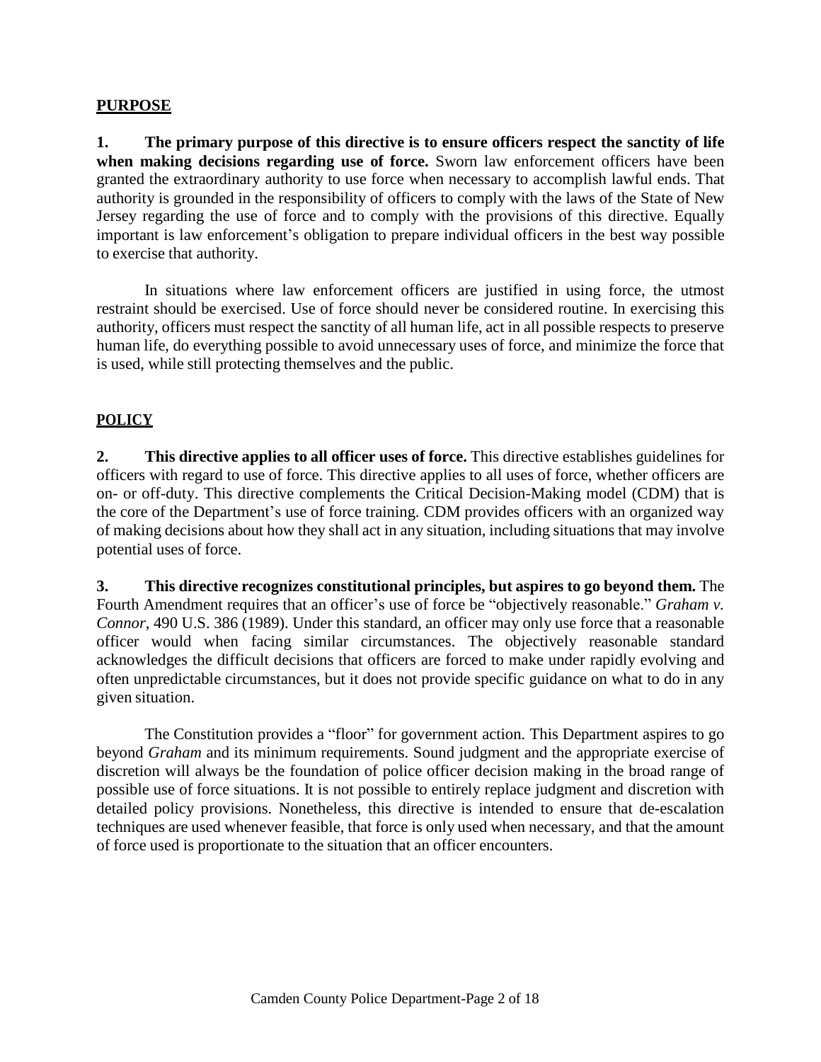## PURPOSE

**1. The primary purpose of this directive is to ensure officers respect the sanctity of life when making decisions regarding use of force.** Sworn law enforcement officers have been granted the extraordinary authority to use force when necessary to accomplish lawful ends. That authority is grounded in the responsibility of officers to comply with the laws of the State of New Jersey regarding the use of force and to comply with the provisions of this directive. Equally important is law enforcement's obligation to prepare individual officers in the best way possible to exercise that authority.

In situations where law enforcement officers are justified in using force, the utmost restraint should be exercised. Use of force should never be considered routine. In exercising this authority, officers must respect the sanctity of all human life, act in all possible respects to preserve human life, do everything possible to avoid unnecessary uses of force, and minimize the force that is used, while still protecting themselves and the public.

## POLICY

**2. This directive applies to all officer uses of force.** This directive establishes guidelines for officers with regard to use of force. This directive applies to all uses of force, whether officers are on- or off-duty. This directive complements the Critical Decision-Making model (CDM) that is the core of the Department's use of force training. CDM provides officers with an organized way of making decisions about how they shall act in any situation, including situations that may involve potential uses of force.

**3. This directive recognizes constitutional principles, but aspires to go beyond them.** The Fourth Amendment requires that an officer's use of force be "objectively reasonable." *Graham v. Connor*, 490 U.S. 386 (1989). Under this standard, an officer may only use force that a reasonable officer would when facing similar circumstances. The objectively reasonable standard acknowledges the difficult decisions that officers are forced to make under rapidly evolving and often unpredictable circumstances, but it does not provide specific guidance on what to do in any given situation.

The Constitution provides a "floor" for government action. This Department aspires to go beyond *Graham* and its minimum requirements. Sound judgment and the appropriate exercise of discretion will always be the foundation of police officer decision making in the broad range of possible use of force situations. It is not possible to entirely replace judgment and discretion with detailed policy provisions. Nonetheless, this directive is intended to ensure that de-escalation techniques are used whenever feasible, that force is only used when necessary, and that the amount of force used is proportionate to the situation that an officer encounters.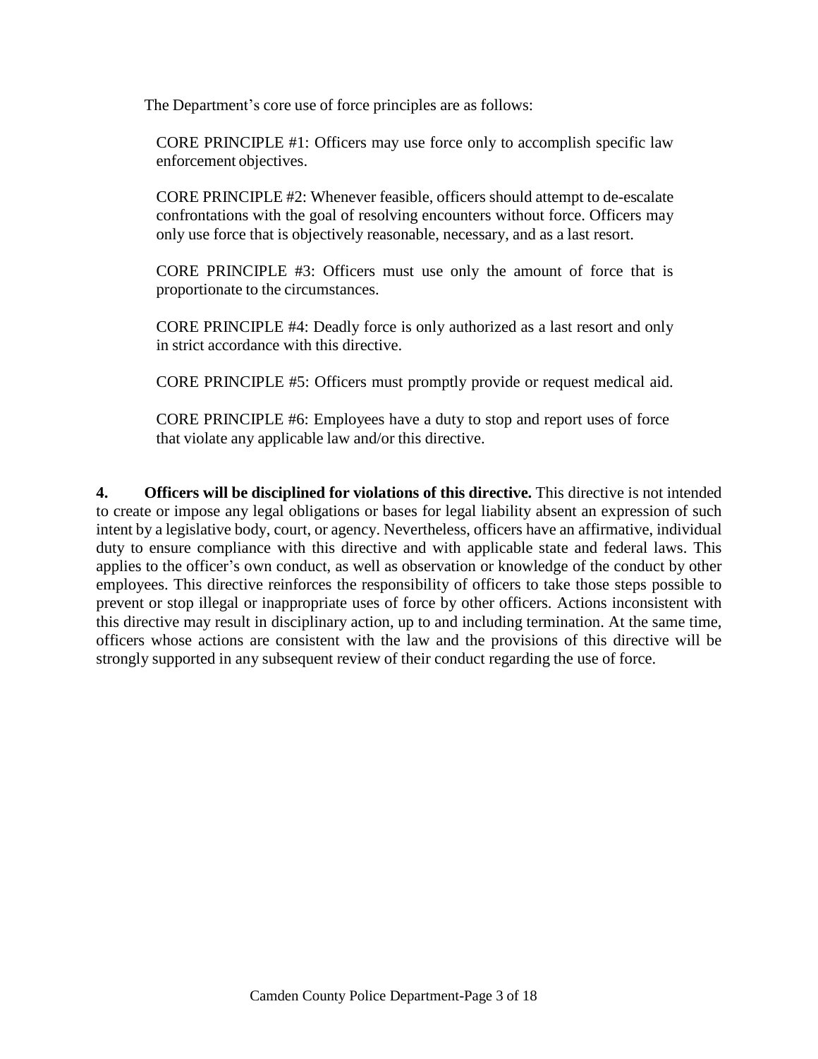The Department's core use of force principles are as follows:

CORE PRINCIPLE #1: Officers may use force only to accomplish specific law enforcement objectives.

CORE PRINCIPLE #2: Whenever feasible, officers should attempt to de-escalate confrontations with the goal of resolving encounters without force. Officers may only use force that is objectively reasonable, necessary, and as a last resort.

CORE PRINCIPLE #3: Officers must use only the amount of force that is proportionate to the circumstances.

CORE PRINCIPLE #4: Deadly force is only authorized as a last resort and only in strict accordance with this directive.

CORE PRINCIPLE #5: Officers must promptly provide or request medical aid.

CORE PRINCIPLE #6: Employees have a duty to stop and report uses of force that violate any applicable law and/or this directive.

**4. Officers will be disciplined for violations of this directive.** This directive is not intended to create or impose any legal obligations or bases for legal liability absent an expression of such intent by a legislative body, court, or agency. Nevertheless, officers have an affirmative, individual duty to ensure compliance with this directive and with applicable state and federal laws. This applies to the officer's own conduct, as well as observation or knowledge of the conduct by other employees. This directive reinforces the responsibility of officers to take those steps possible to prevent or stop illegal or inappropriate uses of force by other officers. Actions inconsistent with this directive may result in disciplinary action, up to and including termination. At the same time, officers whose actions are consistent with the law and the provisions of this directive will be strongly supported in any subsequent review of their conduct regarding the use of force.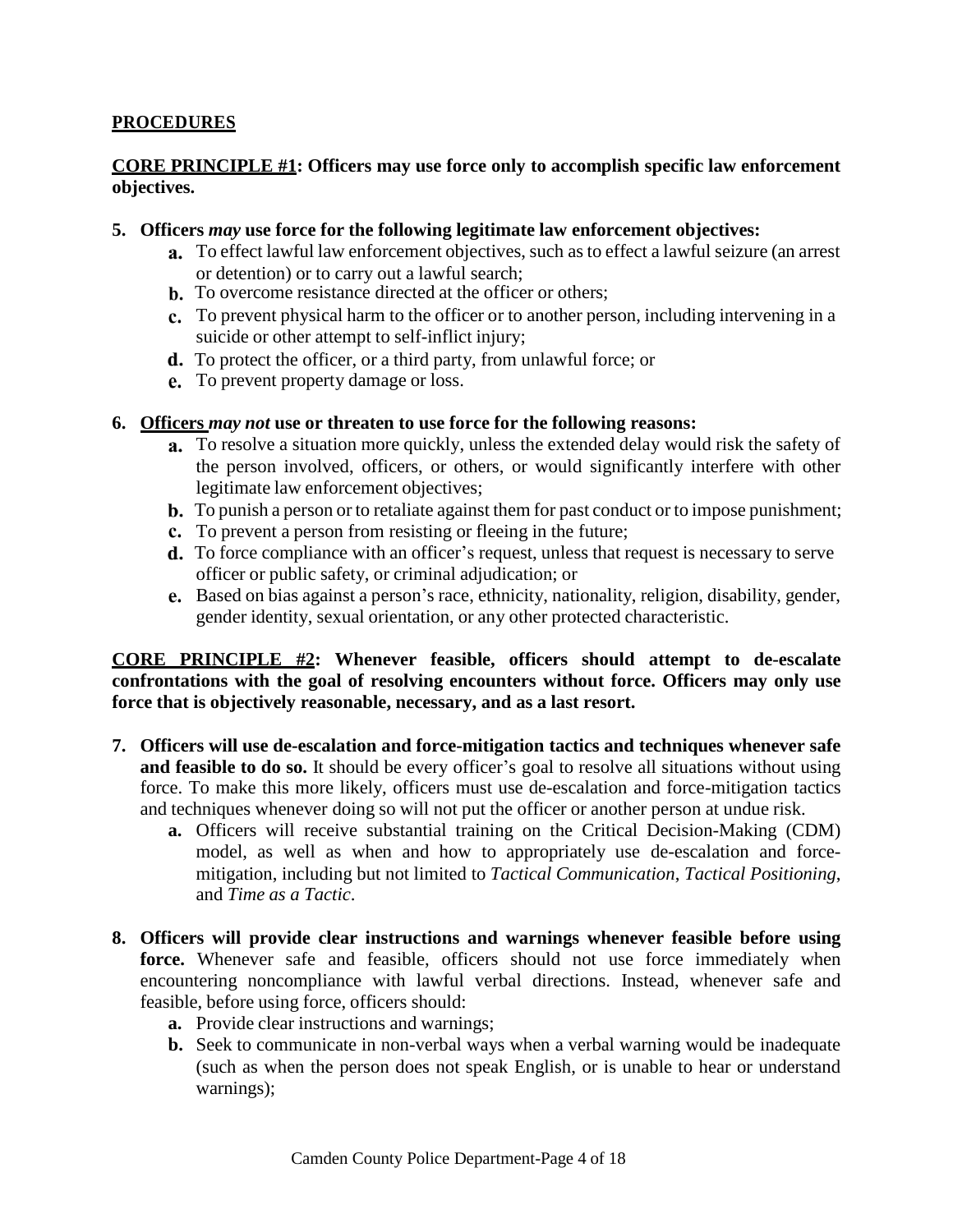## PROCEDURES

**CORE PRINCIPLE #1: Officers may use force only to accomplish specific law enforcement objectives.**

**5. Officers *may* use force for the following legitimate law enforcement objectives:**

- **a.** To effect lawful law enforcement objectives, such as to effect a lawful seizure (an arrest or detention) or to carry out a lawful search;
- **b.** To overcome resistance directed at the officer or others;
- **c.** To prevent physical harm to the officer or to another person, including intervening in a suicide or other attempt to self-inflict injury;
- **d.** To protect the officer, or a third party, from unlawful force; or
- **e.** To prevent property damage or loss.

**6. Officers *may not* use or threaten to use force for the following reasons:**

- **a.** To resolve a situation more quickly, unless the extended delay would risk the safety of the person involved, officers, or others, or would significantly interfere with other legitimate law enforcement objectives;
- **b.** To punish a person or to retaliate against them for past conduct or to impose punishment;
- **c.** To prevent a person from resisting or fleeing in the future;
- **d.** To force compliance with an officer's request, unless that request is necessary to serve officer or public safety, or criminal adjudication; or
- **e.** Based on bias against a person's race, ethnicity, nationality, religion, disability, gender, gender identity, sexual orientation, or any other protected characteristic.

**CORE PRINCIPLE #2: Whenever feasible, officers should attempt to de-escalate confrontations with the goal of resolving encounters without force. Officers may only use force that is objectively reasonable, necessary, and as a last resort.**

**7. Officers will use de-escalation and force-mitigation tactics and techniques whenever safe and feasible to do so.** It should be every officer's goal to resolve all situations without using force. To make this more likely, officers must use de-escalation and force-mitigation tactics and techniques whenever doing so will not put the officer or another person at undue risk.

- **a.** Officers will receive substantial training on the Critical Decision-Making (CDM) model, as well as when and how to appropriately use de-escalation and force-mitigation, including but not limited to *Tactical Communication*, *Tactical Positioning*, and *Time as a Tactic*.

**8. Officers will provide clear instructions and warnings whenever feasible before using force.** Whenever safe and feasible, officers should not use force immediately when encountering noncompliance with lawful verbal directions. Instead, whenever safe and feasible, before using force, officers should:

- **a.** Provide clear instructions and warnings;
- **b.** Seek to communicate in non-verbal ways when a verbal warning would be inadequate (such as when the person does not speak English, or is unable to hear or understand warnings);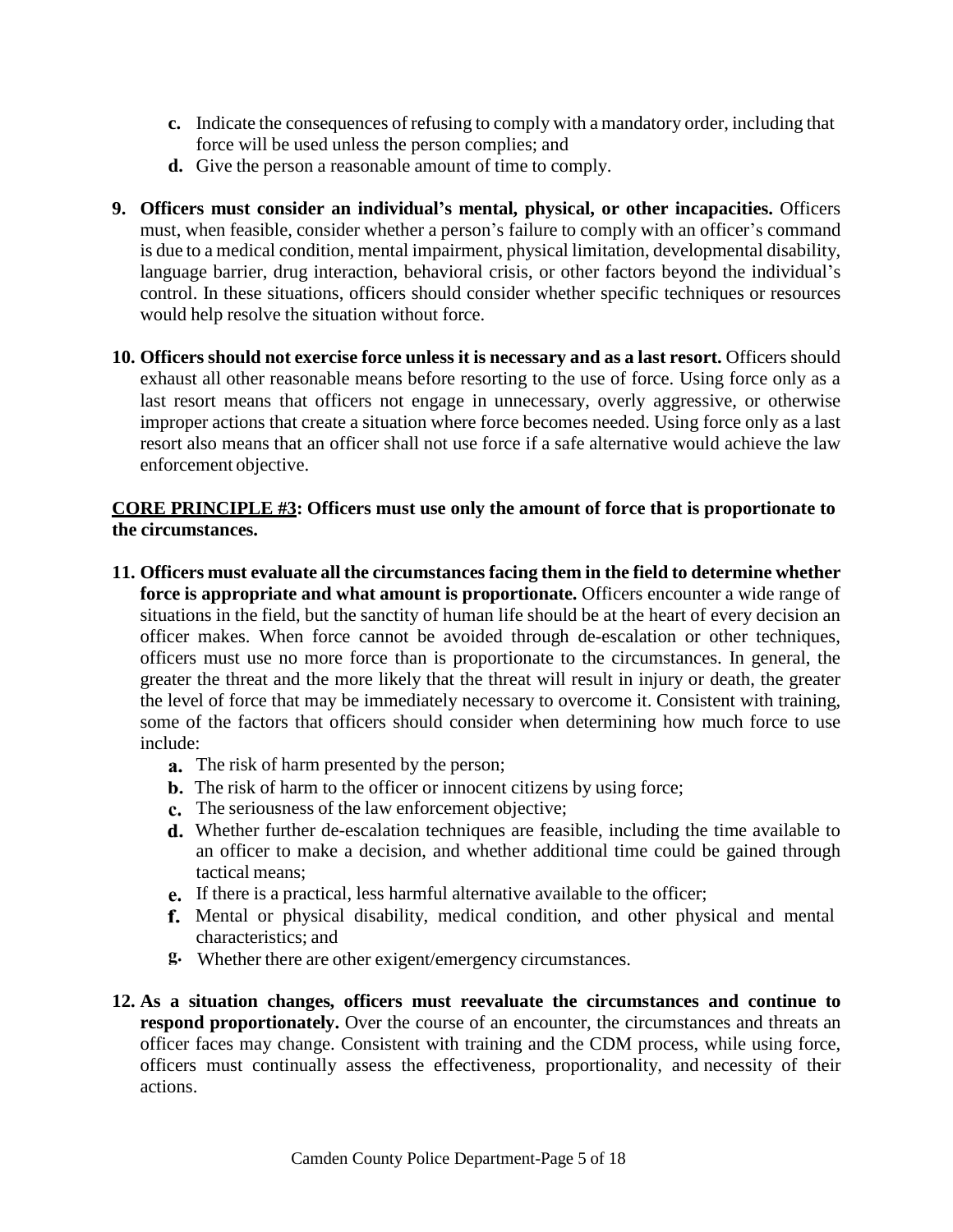c. Indicate the consequences of refusing to comply with a mandatory order, including that force will be used unless the person complies; and
  d. Give the person a reasonable amount of time to comply.

9. **Officers must consider an individual's mental, physical, or other incapacities.** Officers must, when feasible, consider whether a person's failure to comply with an officer's command is due to a medical condition, mental impairment, physical limitation, developmental disability, language barrier, drug interaction, behavioral crisis, or other factors beyond the individual's control. In these situations, officers should consider whether specific techniques or resources would help resolve the situation without force.

10. **Officers should not exercise force unless it is necessary and as a last resort.** Officers should exhaust all other reasonable means before resorting to the use of force. Using force only as a last resort means that officers not engage in unnecessary, overly aggressive, or otherwise improper actions that create a situation where force becomes needed. Using force only as a last resort also means that an officer shall not use force if a safe alternative would achieve the law enforcement objective.

**<u>CORE PRINCIPLE #3</u>: Officers must use only the amount of force that is proportionate to the circumstances.**

11. **Officers must evaluate all the circumstances facing them in the field to determine whether force is appropriate and what amount is proportionate.** Officers encounter a wide range of situations in the field, but the sanctity of human life should be at the heart of every decision an officer makes. When force cannot be avoided through de-escalation or other techniques, officers must use no more force than is proportionate to the circumstances. In general, the greater the threat and the more likely that the threat will result in injury or death, the greater the level of force that may be immediately necessary to overcome it. Consistent with training, some of the factors that officers should consider when determining how much force to use include:
    a. The risk of harm presented by the person;
    b. The risk of harm to the officer or innocent citizens by using force;
    c. The seriousness of the law enforcement objective;
    d. Whether further de-escalation techniques are feasible, including the time available to an officer to make a decision, and whether additional time could be gained through tactical means;
    e. If there is a practical, less harmful alternative available to the officer;
    f. Mental or physical disability, medical condition, and other physical and mental characteristics; and
    g. Whether there are other exigent/emergency circumstances.

12. **As a situation changes, officers must reevaluate the circumstances and continue to respond proportionately.** Over the course of an encounter, the circumstances and threats an officer faces may change. Consistent with training and the CDM process, while using force, officers must continually assess the effectiveness, proportionality, and necessity of their actions.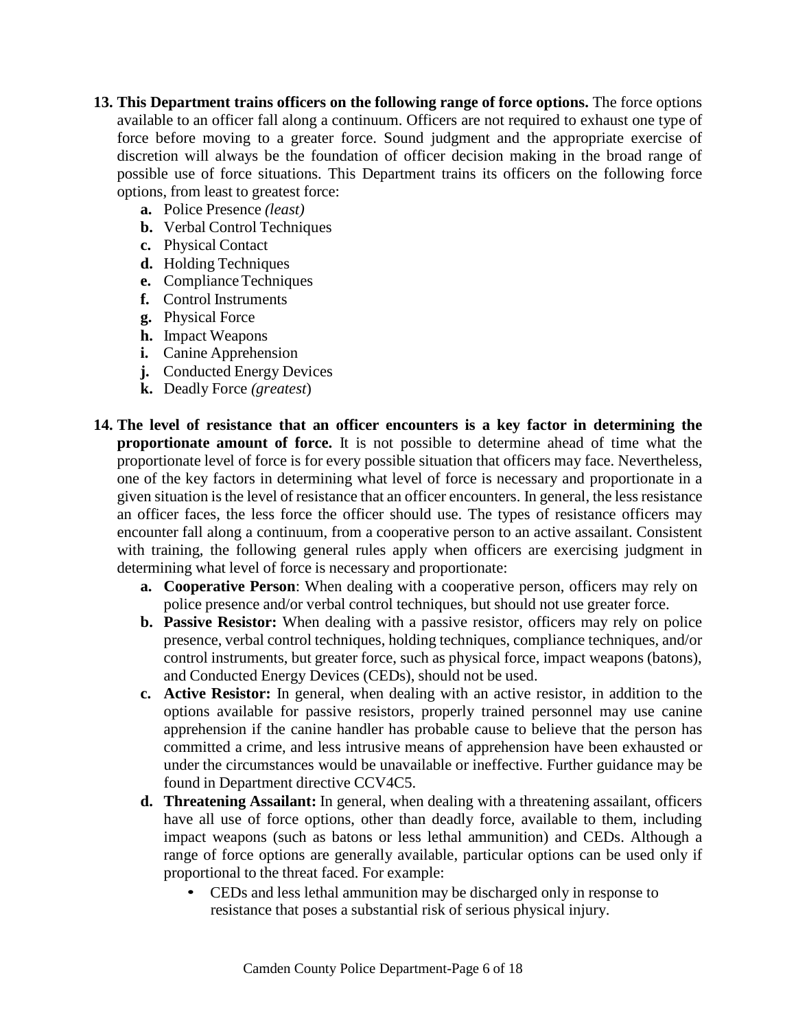13. **This Department trains officers on the following range of force options.** The force options available to an officer fall along a continuum. Officers are not required to exhaust one type of force before moving to a greater force. Sound judgment and the appropriate exercise of discretion will always be the foundation of officer decision making in the broad range of possible use of force situations. This Department trains its officers on the following force options, from least to greatest force:
    - **a.** Police Presence *(least)*
    - **b.** Verbal Control Techniques
    - **c.** Physical Contact
    - **d.** Holding Techniques
    - **e.** Compliance Techniques
    - **f.** Control Instruments
    - **g.** Physical Force
    - **h.** Impact Weapons
    - **i.** Canine Apprehension
    - **j.** Conducted Energy Devices
    - **k.** Deadly Force *(greatest)*

14. **The level of resistance that an officer encounters is a key factor in determining the proportionate amount of force.** It is not possible to determine ahead of time what the proportionate level of force is for every possible situation that officers may face. Nevertheless, one of the key factors in determining what level of force is necessary and proportionate in a given situation is the level of resistance that an officer encounters. In general, the less resistance an officer faces, the less force the officer should use. The types of resistance officers may encounter fall along a continuum, from a cooperative person to an active assailant. Consistent with training, the following general rules apply when officers are exercising judgment in determining what level of force is necessary and proportionate:
    - **a. Cooperative Person**: When dealing with a cooperative person, officers may rely on police presence and/or verbal control techniques, but should not use greater force.
    - **b. Passive Resistor:** When dealing with a passive resistor, officers may rely on police presence, verbal control techniques, holding techniques, compliance techniques, and/or control instruments, but greater force, such as physical force, impact weapons (batons), and Conducted Energy Devices (CEDs), should not be used.
    - **c. Active Resistor:** In general, when dealing with an active resistor, in addition to the options available for passive resistors, properly trained personnel may use canine apprehension if the canine handler has probable cause to believe that the person has committed a crime, and less intrusive means of apprehension have been exhausted or under the circumstances would be unavailable or ineffective. Further guidance may be found in Department directive CCV4C5.
    - **d. Threatening Assailant:** In general, when dealing with a threatening assailant, officers have all use of force options, other than deadly force, available to them, including impact weapons (such as batons or less lethal ammunition) and CEDs. Although a range of force options are generally available, particular options can be used only if proportional to the threat faced. For example:
        - CEDs and less lethal ammunition may be discharged only in response to resistance that poses a substantial risk of serious physical injury.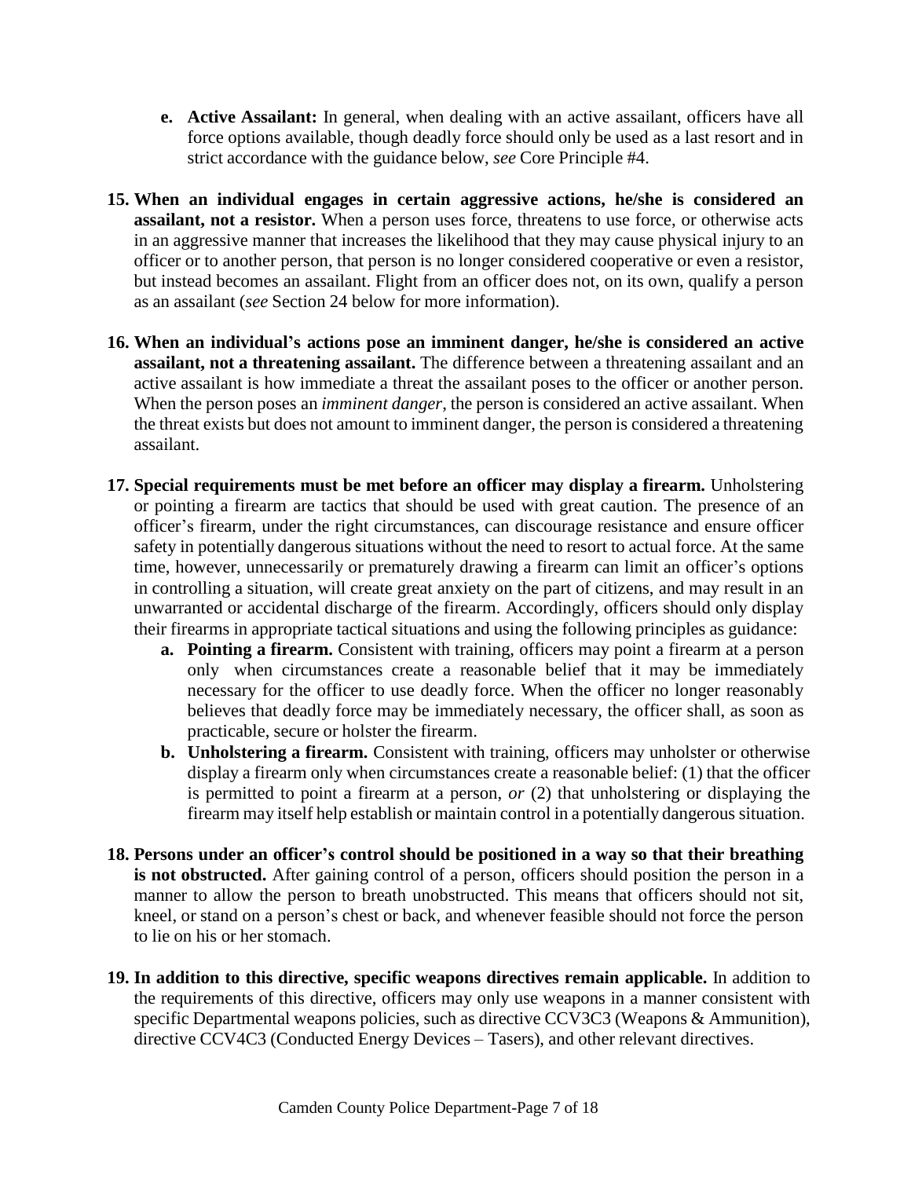- **e. Active Assailant:** In general, when dealing with an active assailant, officers have all force options available, though deadly force should only be used as a last resort and in strict accordance with the guidance below, *see* Core Principle #4.

15. **When an individual engages in certain aggressive actions, he/she is considered an assailant, not a resistor.** When a person uses force, threatens to use force, or otherwise acts in an aggressive manner that increases the likelihood that they may cause physical injury to an officer or to another person, that person is no longer considered cooperative or even a resistor, but instead becomes an assailant. Flight from an officer does not, on its own, qualify a person as an assailant (*see* Section 24 below for more information).

16. **When an individual's actions pose an imminent danger, he/she is considered an active assailant, not a threatening assailant.** The difference between a threatening assailant and an active assailant is how immediate a threat the assailant poses to the officer or another person. When the person poses an *imminent danger*, the person is considered an active assailant. When the threat exists but does not amount to imminent danger, the person is considered a threatening assailant.

17. **Special requirements must be met before an officer may display a firearm.** Unholstering or pointing a firearm are tactics that should be used with great caution. The presence of an officer's firearm, under the right circumstances, can discourage resistance and ensure officer safety in potentially dangerous situations without the need to resort to actual force. At the same time, however, unnecessarily or prematurely drawing a firearm can limit an officer's options in controlling a situation, will create great anxiety on the part of citizens, and may result in an unwarranted or accidental discharge of the firearm. Accordingly, officers should only display their firearms in appropriate tactical situations and using the following principles as guidance:
    - **a. Pointing a firearm.** Consistent with training, officers may point a firearm at a person only when circumstances create a reasonable belief that it may be immediately necessary for the officer to use deadly force. When the officer no longer reasonably believes that deadly force may be immediately necessary, the officer shall, as soon as practicable, secure or holster the firearm.
    - **b. Unholstering a firearm.** Consistent with training, officers may unholster or otherwise display a firearm only when circumstances create a reasonable belief: (1) that the officer is permitted to point a firearm at a person, *or* (2) that unholstering or displaying the firearm may itself help establish or maintain control in a potentially dangerous situation.

18. **Persons under an officer's control should be positioned in a way so that their breathing is not obstructed.** After gaining control of a person, officers should position the person in a manner to allow the person to breath unobstructed. This means that officers should not sit, kneel, or stand on a person's chest or back, and whenever feasible should not force the person to lie on his or her stomach.

19. **In addition to this directive, specific weapons directives remain applicable.** In addition to the requirements of this directive, officers may only use weapons in a manner consistent with specific Departmental weapons policies, such as directive CCV3C3 (Weapons & Ammunition), directive CCV4C3 (Conducted Energy Devices – Tasers), and other relevant directives.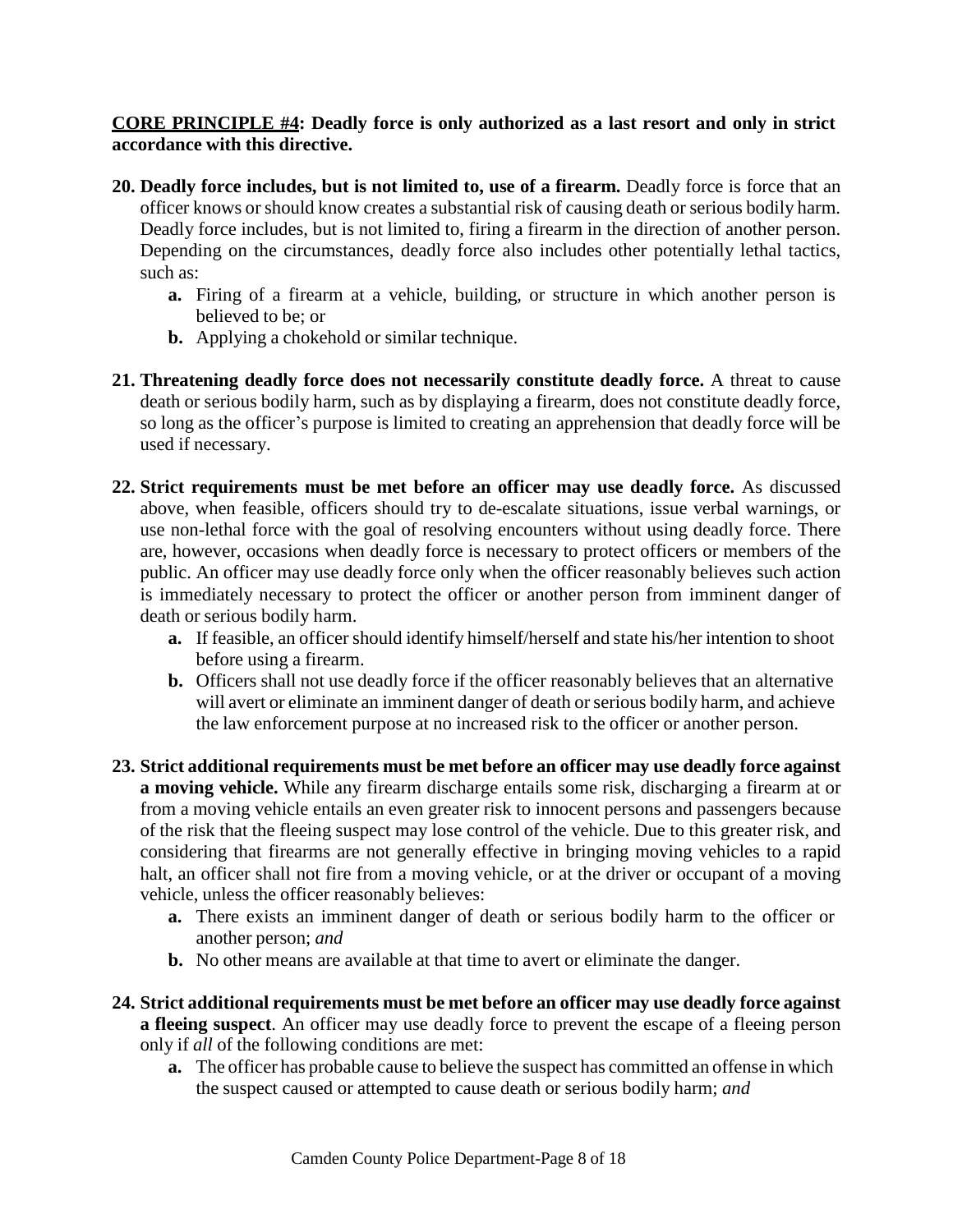**<u>CORE PRINCIPLE #4</u>: Deadly force is only authorized as a last resort and only in strict accordance with this directive.**

**20. Deadly force includes, but is not limited to, use of a firearm.** Deadly force is force that an officer knows or should know creates a substantial risk of causing death or serious bodily harm. Deadly force includes, but is not limited to, firing a firearm in the direction of another person. Depending on the circumstances, deadly force also includes other potentially lethal tactics, such as:

- **a.** Firing of a firearm at a vehicle, building, or structure in which another person is believed to be; or
- **b.** Applying a chokehold or similar technique.

**21. Threatening deadly force does not necessarily constitute deadly force.** A threat to cause death or serious bodily harm, such as by displaying a firearm, does not constitute deadly force, so long as the officer's purpose is limited to creating an apprehension that deadly force will be used if necessary.

**22. Strict requirements must be met before an officer may use deadly force.** As discussed above, when feasible, officers should try to de-escalate situations, issue verbal warnings, or use non-lethal force with the goal of resolving encounters without using deadly force. There are, however, occasions when deadly force is necessary to protect officers or members of the public. An officer may use deadly force only when the officer reasonably believes such action is immediately necessary to protect the officer or another person from imminent danger of death or serious bodily harm.

- **a.** If feasible, an officer should identify himself/herself and state his/her intention to shoot before using a firearm.
- **b.** Officers shall not use deadly force if the officer reasonably believes that an alternative will avert or eliminate an imminent danger of death or serious bodily harm, and achieve the law enforcement purpose at no increased risk to the officer or another person.

**23. Strict additional requirements must be met before an officer may use deadly force against a moving vehicle.** While any firearm discharge entails some risk, discharging a firearm at or from a moving vehicle entails an even greater risk to innocent persons and passengers because of the risk that the fleeing suspect may lose control of the vehicle. Due to this greater risk, and considering that firearms are not generally effective in bringing moving vehicles to a rapid halt, an officer shall not fire from a moving vehicle, or at the driver or occupant of a moving vehicle, unless the officer reasonably believes:

- **a.** There exists an imminent danger of death or serious bodily harm to the officer or another person; *and*
- **b.** No other means are available at that time to avert or eliminate the danger.

**24. Strict additional requirements must be met before an officer may use deadly force against a fleeing suspect**. An officer may use deadly force to prevent the escape of a fleeing person only if *all* of the following conditions are met:

- **a.** The officer has probable cause to believe the suspect has committed an offense in which the suspect caused or attempted to cause death or serious bodily harm; *and*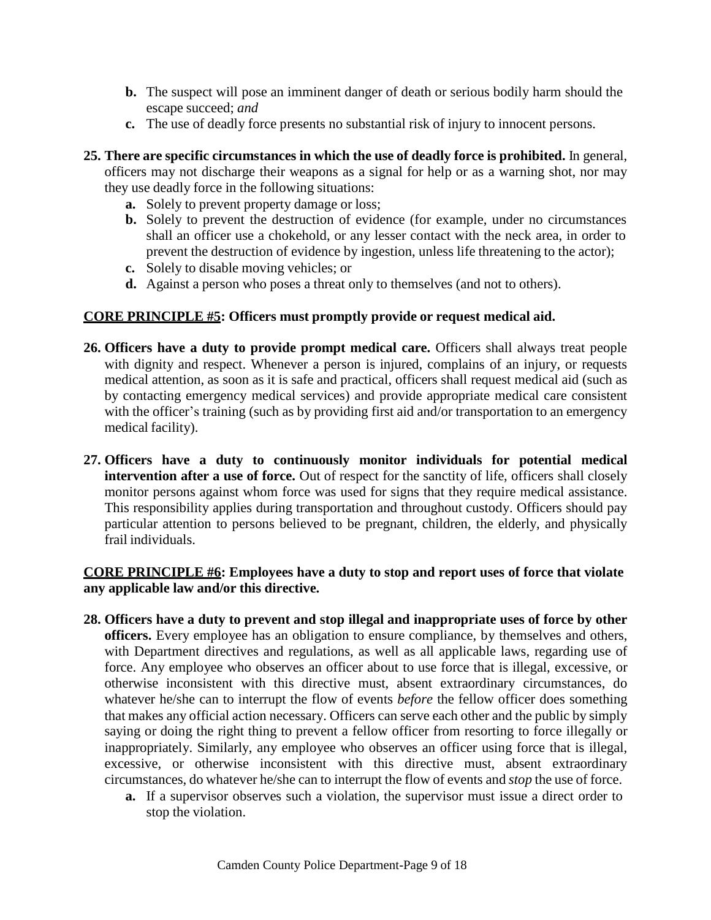- **b.** The suspect will pose an imminent danger of death or serious bodily harm should the escape succeed; *and*
- **c.** The use of deadly force presents no substantial risk of injury to innocent persons.

**25. There are specific circumstances in which the use of deadly force is prohibited.** In general, officers may not discharge their weapons as a signal for help or as a warning shot, nor may they use deadly force in the following situations:

- **a.** Solely to prevent property damage or loss;
- **b.** Solely to prevent the destruction of evidence (for example, under no circumstances shall an officer use a chokehold, or any lesser contact with the neck area, in order to prevent the destruction of evidence by ingestion, unless life threatening to the actor);
- **c.** Solely to disable moving vehicles; or
- **d.** Against a person who poses a threat only to themselves (and not to others).

**<u>CORE PRINCIPLE #5</u>: Officers must promptly provide or request medical aid.**

**26. Officers have a duty to provide prompt medical care.** Officers shall always treat people with dignity and respect. Whenever a person is injured, complains of an injury, or requests medical attention, as soon as it is safe and practical, officers shall request medical aid (such as by contacting emergency medical services) and provide appropriate medical care consistent with the officer's training (such as by providing first aid and/or transportation to an emergency medical facility).

**27. Officers have a duty to continuously monitor individuals for potential medical intervention after a use of force.** Out of respect for the sanctity of life, officers shall closely monitor persons against whom force was used for signs that they require medical assistance. This responsibility applies during transportation and throughout custody. Officers should pay particular attention to persons believed to be pregnant, children, the elderly, and physically frail individuals.

**<u>CORE PRINCIPLE #6</u>: Employees have a duty to stop and report uses of force that violate any applicable law and/or this directive.**

**28. Officers have a duty to prevent and stop illegal and inappropriate uses of force by other officers.** Every employee has an obligation to ensure compliance, by themselves and others, with Department directives and regulations, as well as all applicable laws, regarding use of force. Any employee who observes an officer about to use force that is illegal, excessive, or otherwise inconsistent with this directive must, absent extraordinary circumstances, do whatever he/she can to interrupt the flow of events *before* the fellow officer does something that makes any official action necessary. Officers can serve each other and the public by simply saying or doing the right thing to prevent a fellow officer from resorting to force illegally or inappropriately. Similarly, any employee who observes an officer using force that is illegal, excessive, or otherwise inconsistent with this directive must, absent extraordinary circumstances, do whatever he/she can to interrupt the flow of events and *stop* the use of force.

- **a.** If a supervisor observes such a violation, the supervisor must issue a direct order to stop the violation.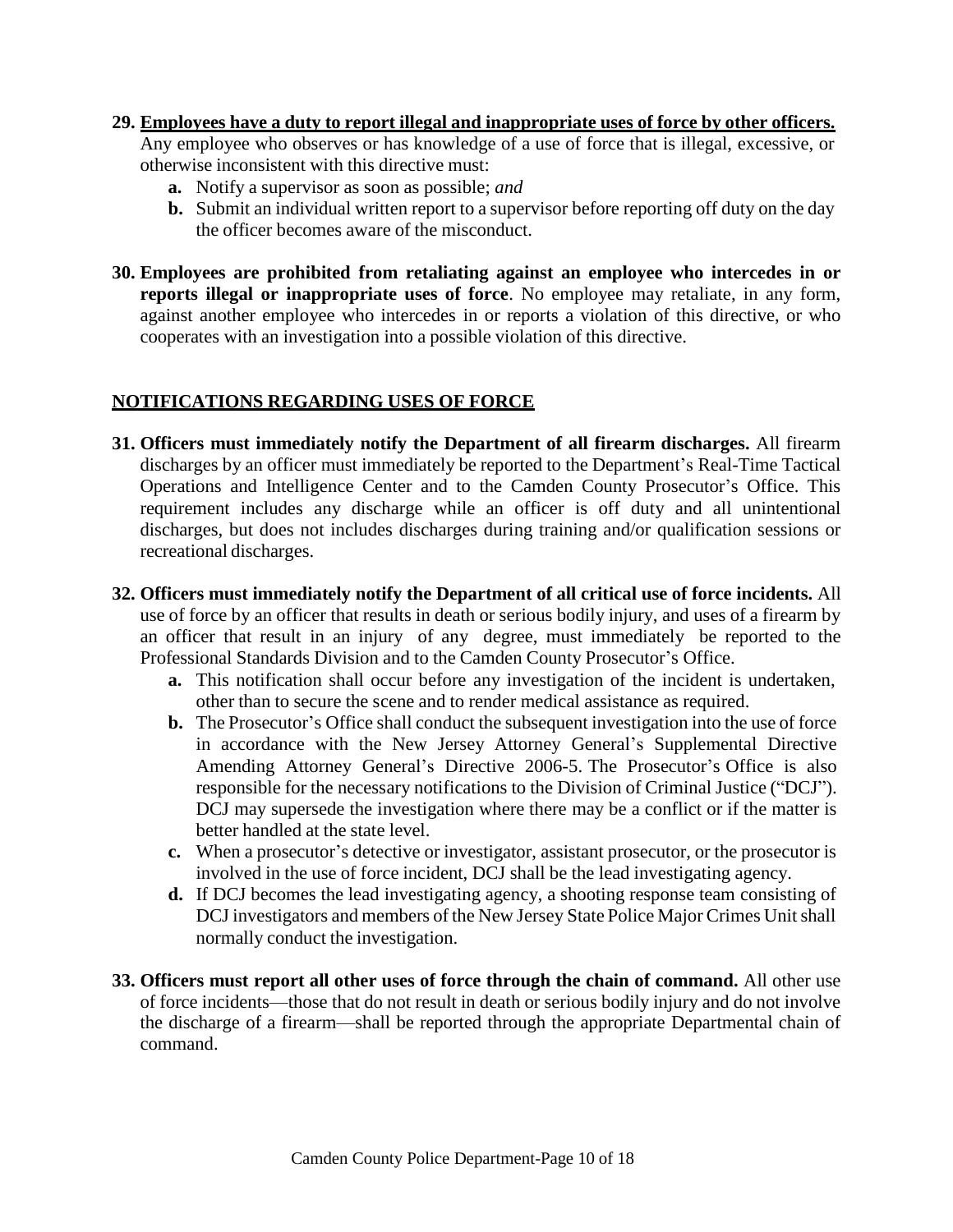29. **Employees have a duty to report illegal and inappropriate uses of force by other officers.** Any employee who observes or has knowledge of a use of force that is illegal, excessive, or otherwise inconsistent with this directive must:
    - **a.** Notify a supervisor as soon as possible; *and*
    - **b.** Submit an individual written report to a supervisor before reporting off duty on the day the officer becomes aware of the misconduct.

30. **Employees are prohibited from retaliating against an employee who intercedes in or reports illegal or inappropriate uses of force**. No employee may retaliate, in any form, against another employee who intercedes in or reports a violation of this directive, or who cooperates with an investigation into a possible violation of this directive.

## NOTIFICATIONS REGARDING USES OF FORCE

31. **Officers must immediately notify the Department of all firearm discharges.** All firearm discharges by an officer must immediately be reported to the Department's Real-Time Tactical Operations and Intelligence Center and to the Camden County Prosecutor's Office. This requirement includes any discharge while an officer is off duty and all unintentional discharges, but does not includes discharges during training and/or qualification sessions or recreational discharges.

32. **Officers must immediately notify the Department of all critical use of force incidents.** All use of force by an officer that results in death or serious bodily injury, and uses of a firearm by an officer that result in an injury of any degree, must immediately be reported to the Professional Standards Division and to the Camden County Prosecutor's Office.
    - **a.** This notification shall occur before any investigation of the incident is undertaken, other than to secure the scene and to render medical assistance as required.
    - **b.** The Prosecutor's Office shall conduct the subsequent investigation into the use of force in accordance with the New Jersey Attorney General's Supplemental Directive Amending Attorney General's Directive 2006-5. The Prosecutor's Office is also responsible for the necessary notifications to the Division of Criminal Justice ("DCJ"). DCJ may supersede the investigation where there may be a conflict or if the matter is better handled at the state level.
    - **c.** When a prosecutor's detective or investigator, assistant prosecutor, or the prosecutor is involved in the use of force incident, DCJ shall be the lead investigating agency.
    - **d.** If DCJ becomes the lead investigating agency, a shooting response team consisting of DCJ investigators and members of the New Jersey State Police Major Crimes Unit shall normally conduct the investigation.

33. **Officers must report all other uses of force through the chain of command.** All other use of force incidents—those that do not result in death or serious bodily injury and do not involve the discharge of a firearm—shall be reported through the appropriate Departmental chain of command.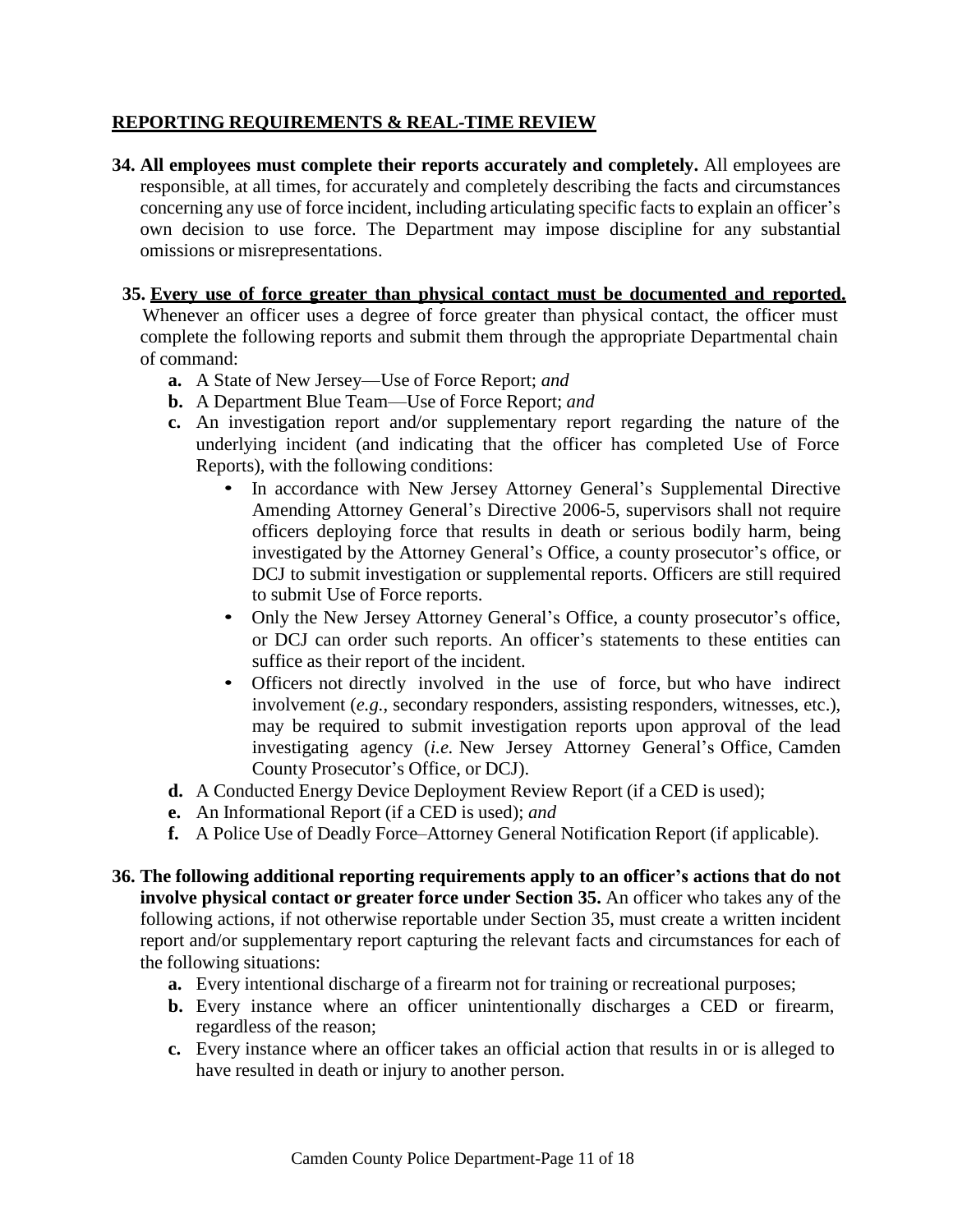## REPORTING REQUIREMENTS & REAL-TIME REVIEW

**34. All employees must complete their reports accurately and completely.** All employees are responsible, at all times, for accurately and completely describing the facts and circumstances concerning any use of force incident, including articulating specific facts to explain an officer's own decision to use force. The Department may impose discipline for any substantial omissions or misrepresentations.

**35. <u>Every use of force greater than physical contact must be documented and reported.</u>** Whenever an officer uses a degree of force greater than physical contact, the officer must complete the following reports and submit them through the appropriate Departmental chain of command:

- **a.** A State of New Jersey—Use of Force Report; *and*
- **b.** A Department Blue Team—Use of Force Report; *and*
- **c.** An investigation report and/or supplementary report regarding the nature of the underlying incident (and indicating that the officer has completed Use of Force Reports), with the following conditions:
  - In accordance with New Jersey Attorney General's Supplemental Directive Amending Attorney General's Directive 2006-5, supervisors shall not require officers deploying force that results in death or serious bodily harm, being investigated by the Attorney General's Office, a county prosecutor's office, or DCJ to submit investigation or supplemental reports. Officers are still required to submit Use of Force reports.
  - Only the New Jersey Attorney General's Office, a county prosecutor's office, or DCJ can order such reports. An officer's statements to these entities can suffice as their report of the incident.
  - Officers not directly involved in the use of force, but who have indirect involvement (*e.g.*, secondary responders, assisting responders, witnesses, etc.), may be required to submit investigation reports upon approval of the lead investigating agency (*i.e.* New Jersey Attorney General's Office, Camden County Prosecutor's Office, or DCJ).
- **d.** A Conducted Energy Device Deployment Review Report (if a CED is used);
- **e.** An Informational Report (if a CED is used); *and*
- **f.** A Police Use of Deadly Force–Attorney General Notification Report (if applicable).

**36. The following additional reporting requirements apply to an officer's actions that do not involve physical contact or greater force under Section 35.** An officer who takes any of the following actions, if not otherwise reportable under Section 35, must create a written incident report and/or supplementary report capturing the relevant facts and circumstances for each of the following situations:

- **a.** Every intentional discharge of a firearm not for training or recreational purposes;
- **b.** Every instance where an officer unintentionally discharges a CED or firearm, regardless of the reason;
- **c.** Every instance where an officer takes an official action that results in or is alleged to have resulted in death or injury to another person.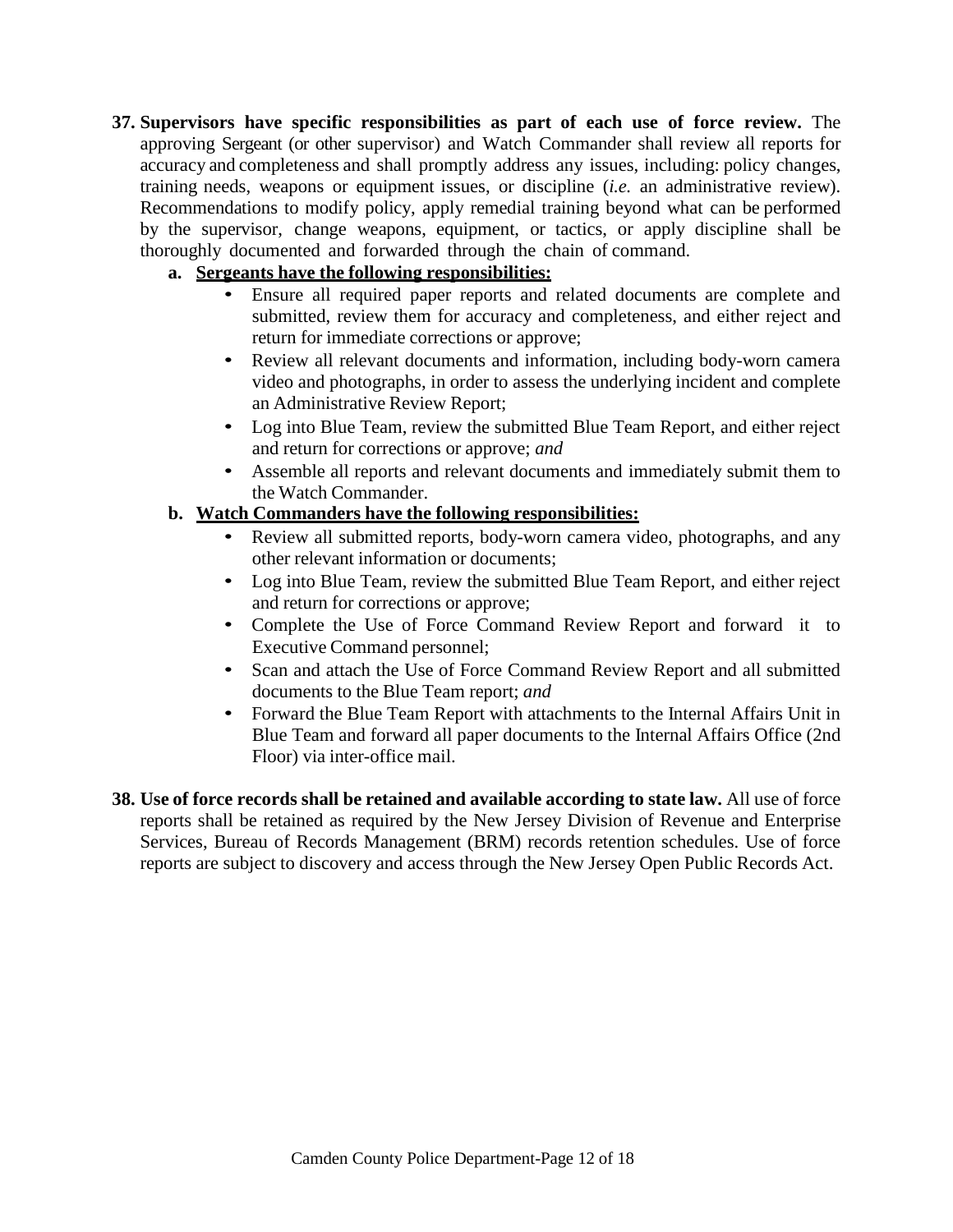37. **Supervisors have specific responsibilities as part of each use of force review.** The approving Sergeant (or other supervisor) and Watch Commander shall review all reports for accuracy and completeness and shall promptly address any issues, including: policy changes, training needs, weapons or equipment issues, or discipline (*i.e.* an administrative review). Recommendations to modify policy, apply remedial training beyond what can be performed by the supervisor, change weapons, equipment, or tactics, or apply discipline shall be thoroughly documented and forwarded through the chain of command.

    a. **<u>Sergeants have the following responsibilities:</u>**
        - Ensure all required paper reports and related documents are complete and submitted, review them for accuracy and completeness, and either reject and return for immediate corrections or approve;
        - Review all relevant documents and information, including body-worn camera video and photographs, in order to assess the underlying incident and complete an Administrative Review Report;
        - Log into Blue Team, review the submitted Blue Team Report, and either reject and return for corrections or approve; *and*
        - Assemble all reports and relevant documents and immediately submit them to the Watch Commander.

    b. **<u>Watch Commanders have the following responsibilities:</u>**
        - Review all submitted reports, body-worn camera video, photographs, and any other relevant information or documents;
        - Log into Blue Team, review the submitted Blue Team Report, and either reject and return for corrections or approve;
        - Complete the Use of Force Command Review Report and forward it to Executive Command personnel;
        - Scan and attach the Use of Force Command Review Report and all submitted documents to the Blue Team report; *and*
        - Forward the Blue Team Report with attachments to the Internal Affairs Unit in Blue Team and forward all paper documents to the Internal Affairs Office (2nd Floor) via inter-office mail.

38. **Use of force records shall be retained and available according to state law.** All use of force reports shall be retained as required by the New Jersey Division of Revenue and Enterprise Services, Bureau of Records Management (BRM) records retention schedules. Use of force reports are subject to discovery and access through the New Jersey Open Public Records Act.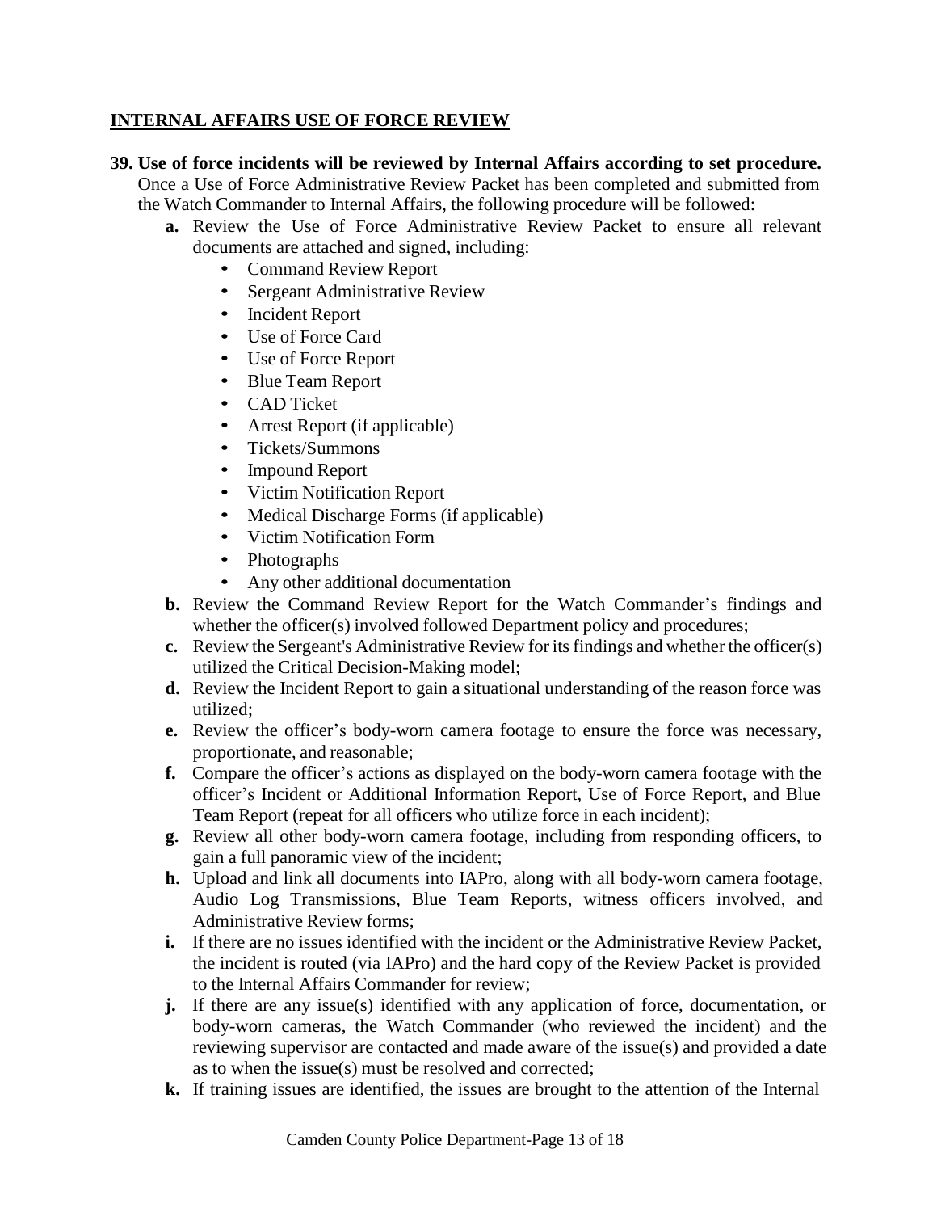## INTERNAL AFFAIRS USE OF FORCE REVIEW

**39. Use of force incidents will be reviewed by Internal Affairs according to set procedure.** Once a Use of Force Administrative Review Packet has been completed and submitted from the Watch Commander to Internal Affairs, the following procedure will be followed:

- **a.** Review the Use of Force Administrative Review Packet to ensure all relevant documents are attached and signed, including:
  - Command Review Report
  - Sergeant Administrative Review
  - Incident Report
  - Use of Force Card
  - Use of Force Report
  - Blue Team Report
  - CAD Ticket
  - Arrest Report (if applicable)
  - Tickets/Summons
  - Impound Report
  - Victim Notification Report
  - Medical Discharge Forms (if applicable)
  - Victim Notification Form
  - Photographs
  - Any other additional documentation
- **b.** Review the Command Review Report for the Watch Commander's findings and whether the officer(s) involved followed Department policy and procedures;
- **c.** Review the Sergeant's Administrative Review for its findings and whether the officer(s) utilized the Critical Decision-Making model;
- **d.** Review the Incident Report to gain a situational understanding of the reason force was utilized;
- **e.** Review the officer's body-worn camera footage to ensure the force was necessary, proportionate, and reasonable;
- **f.** Compare the officer's actions as displayed on the body-worn camera footage with the officer's Incident or Additional Information Report, Use of Force Report, and Blue Team Report (repeat for all officers who utilize force in each incident);
- **g.** Review all other body-worn camera footage, including from responding officers, to gain a full panoramic view of the incident;
- **h.** Upload and link all documents into IAPro, along with all body-worn camera footage, Audio Log Transmissions, Blue Team Reports, witness officers involved, and Administrative Review forms;
- **i.** If there are no issues identified with the incident or the Administrative Review Packet, the incident is routed (via IAPro) and the hard copy of the Review Packet is provided to the Internal Affairs Commander for review;
- **j.** If there are any issue(s) identified with any application of force, documentation, or body-worn cameras, the Watch Commander (who reviewed the incident) and the reviewing supervisor are contacted and made aware of the issue(s) and provided a date as to when the issue(s) must be resolved and corrected;
- **k.** If training issues are identified, the issues are brought to the attention of the Internal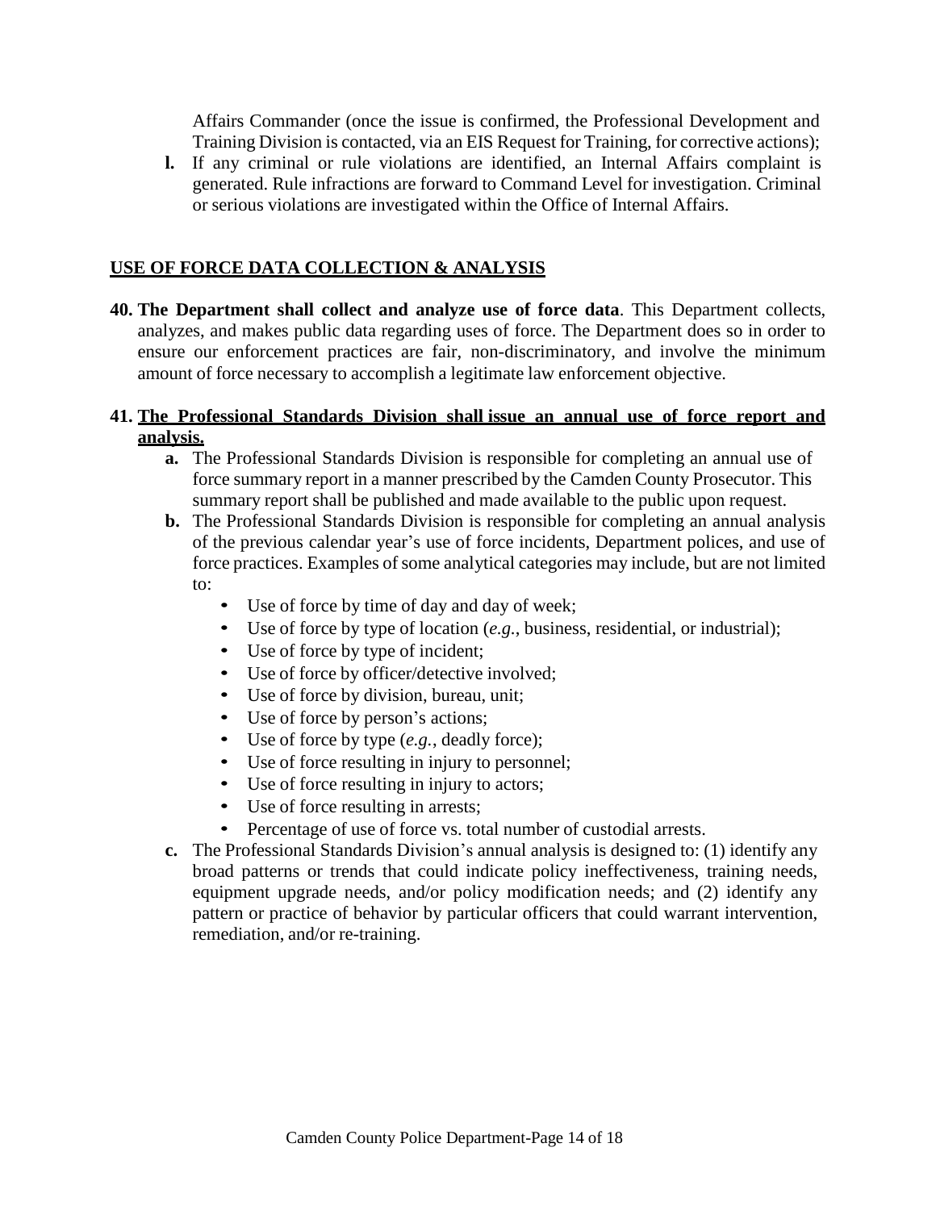Affairs Commander (once the issue is confirmed, the Professional Development and Training Division is contacted, via an EIS Request for Training, for corrective actions);

**l.** If any criminal or rule violations are identified, an Internal Affairs complaint is generated. Rule infractions are forward to Command Level for investigation. Criminal or serious violations are investigated within the Office of Internal Affairs.

## USE OF FORCE DATA COLLECTION & ANALYSIS

**40. The Department shall collect and analyze use of force data**. This Department collects, analyzes, and makes public data regarding uses of force. The Department does so in order to ensure our enforcement practices are fair, non-discriminatory, and involve the minimum amount of force necessary to accomplish a legitimate law enforcement objective.

**41. The Professional Standards Division shall issue an annual use of force report and analysis.**

**a.** The Professional Standards Division is responsible for completing an annual use of force summary report in a manner prescribed by the Camden County Prosecutor. This summary report shall be published and made available to the public upon request.

**b.** The Professional Standards Division is responsible for completing an annual analysis of the previous calendar year's use of force incidents, Department polices, and use of force practices. Examples of some analytical categories may include, but are not limited to:

- Use of force by time of day and day of week;
- Use of force by type of location (*e.g.*, business, residential, or industrial);
- Use of force by type of incident;
- Use of force by officer/detective involved;
- Use of force by division, bureau, unit;
- Use of force by person's actions;
- Use of force by type (*e.g.*, deadly force);
- Use of force resulting in injury to personnel;
- Use of force resulting in injury to actors;
- Use of force resulting in arrests;
- Percentage of use of force vs. total number of custodial arrests.

**c.** The Professional Standards Division's annual analysis is designed to: (1) identify any broad patterns or trends that could indicate policy ineffectiveness, training needs, equipment upgrade needs, and/or policy modification needs; and (2) identify any pattern or practice of behavior by particular officers that could warrant intervention, remediation, and/or re-training.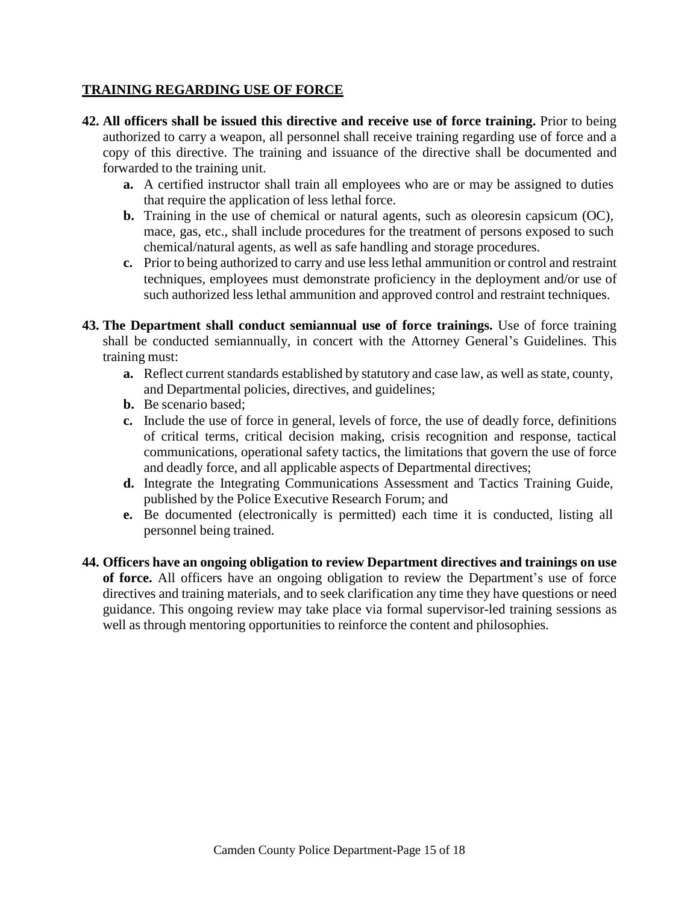## TRAINING REGARDING USE OF FORCE

**42. All officers shall be issued this directive and receive use of force training.** Prior to being authorized to carry a weapon, all personnel shall receive training regarding use of force and a copy of this directive. The training and issuance of the directive shall be documented and forwarded to the training unit.

- **a.** A certified instructor shall train all employees who are or may be assigned to duties that require the application of less lethal force.
- **b.** Training in the use of chemical or natural agents, such as oleoresin capsicum (OC), mace, gas, etc., shall include procedures for the treatment of persons exposed to such chemical/natural agents, as well as safe handling and storage procedures.
- **c.** Prior to being authorized to carry and use less lethal ammunition or control and restraint techniques, employees must demonstrate proficiency in the deployment and/or use of such authorized less lethal ammunition and approved control and restraint techniques.

**43. The Department shall conduct semiannual use of force trainings.** Use of force training shall be conducted semiannually, in concert with the Attorney General's Guidelines. This training must:

- **a.** Reflect current standards established by statutory and case law, as well as state, county, and Departmental policies, directives, and guidelines;
- **b.** Be scenario based;
- **c.** Include the use of force in general, levels of force, the use of deadly force, definitions of critical terms, critical decision making, crisis recognition and response, tactical communications, operational safety tactics, the limitations that govern the use of force and deadly force, and all applicable aspects of Departmental directives;
- **d.** Integrate the Integrating Communications Assessment and Tactics Training Guide, published by the Police Executive Research Forum; and
- **e.** Be documented (electronically is permitted) each time it is conducted, listing all personnel being trained.

**44. Officers have an ongoing obligation to review Department directives and trainings on use of force.** All officers have an ongoing obligation to review the Department's use of force directives and training materials, and to seek clarification any time they have questions or need guidance. This ongoing review may take place via formal supervisor-led training sessions as well as through mentoring opportunities to reinforce the content and philosophies.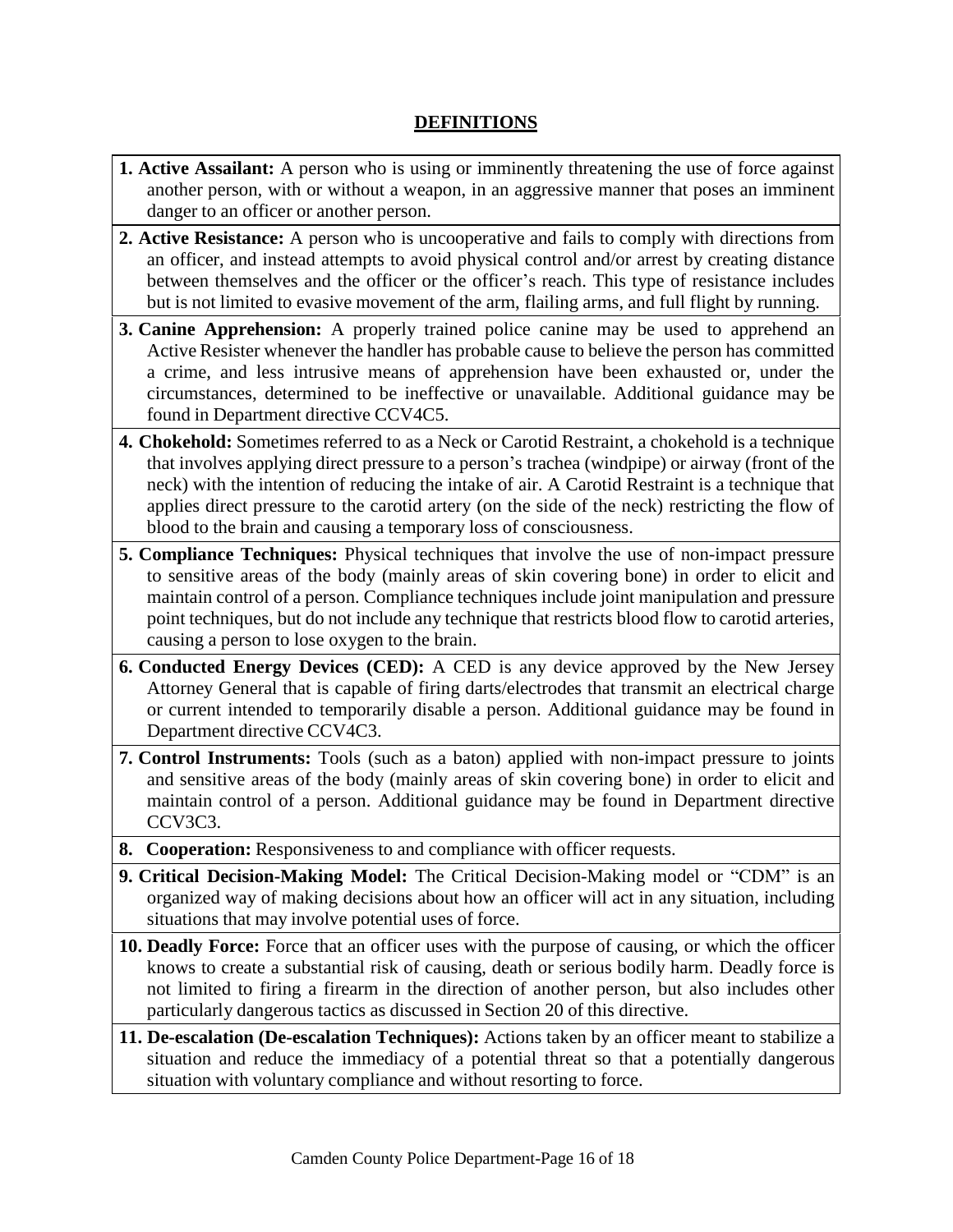## DEFINITIONS

1. **Active Assailant:** A person who is using or imminently threatening the use of force against another person, with or without a weapon, in an aggressive manner that poses an imminent danger to an officer or another person.

2. **Active Resistance:** A person who is uncooperative and fails to comply with directions from an officer, and instead attempts to avoid physical control and/or arrest by creating distance between themselves and the officer or the officer's reach. This type of resistance includes but is not limited to evasive movement of the arm, flailing arms, and full flight by running.

3. **Canine Apprehension:** A properly trained police canine may be used to apprehend an Active Resister whenever the handler has probable cause to believe the person has committed a crime, and less intrusive means of apprehension have been exhausted or, under the circumstances, determined to be ineffective or unavailable. Additional guidance may be found in Department directive CCV4C5.

4. **Chokehold:** Sometimes referred to as a Neck or Carotid Restraint, a chokehold is a technique that involves applying direct pressure to a person's trachea (windpipe) or airway (front of the neck) with the intention of reducing the intake of air. A Carotid Restraint is a technique that applies direct pressure to the carotid artery (on the side of the neck) restricting the flow of blood to the brain and causing a temporary loss of consciousness.

5. **Compliance Techniques:** Physical techniques that involve the use of non-impact pressure to sensitive areas of the body (mainly areas of skin covering bone) in order to elicit and maintain control of a person. Compliance techniques include joint manipulation and pressure point techniques, but do not include any technique that restricts blood flow to carotid arteries, causing a person to lose oxygen to the brain.

6. **Conducted Energy Devices (CED):** A CED is any device approved by the New Jersey Attorney General that is capable of firing darts/electrodes that transmit an electrical charge or current intended to temporarily disable a person. Additional guidance may be found in Department directive CCV4C3.

7. **Control Instruments:** Tools (such as a baton) applied with non-impact pressure to joints and sensitive areas of the body (mainly areas of skin covering bone) in order to elicit and maintain control of a person. Additional guidance may be found in Department directive CCV3C3.

8. **Cooperation:** Responsiveness to and compliance with officer requests.

9. **Critical Decision-Making Model:** The Critical Decision-Making model or "CDM" is an organized way of making decisions about how an officer will act in any situation, including situations that may involve potential uses of force.

10. **Deadly Force:** Force that an officer uses with the purpose of causing, or which the officer knows to create a substantial risk of causing, death or serious bodily harm. Deadly force is not limited to firing a firearm in the direction of another person, but also includes other particularly dangerous tactics as discussed in Section 20 of this directive.

11. **De-escalation (De-escalation Techniques):** Actions taken by an officer meant to stabilize a situation and reduce the immediacy of a potential threat so that a potentially dangerous situation with voluntary compliance and without resorting to force.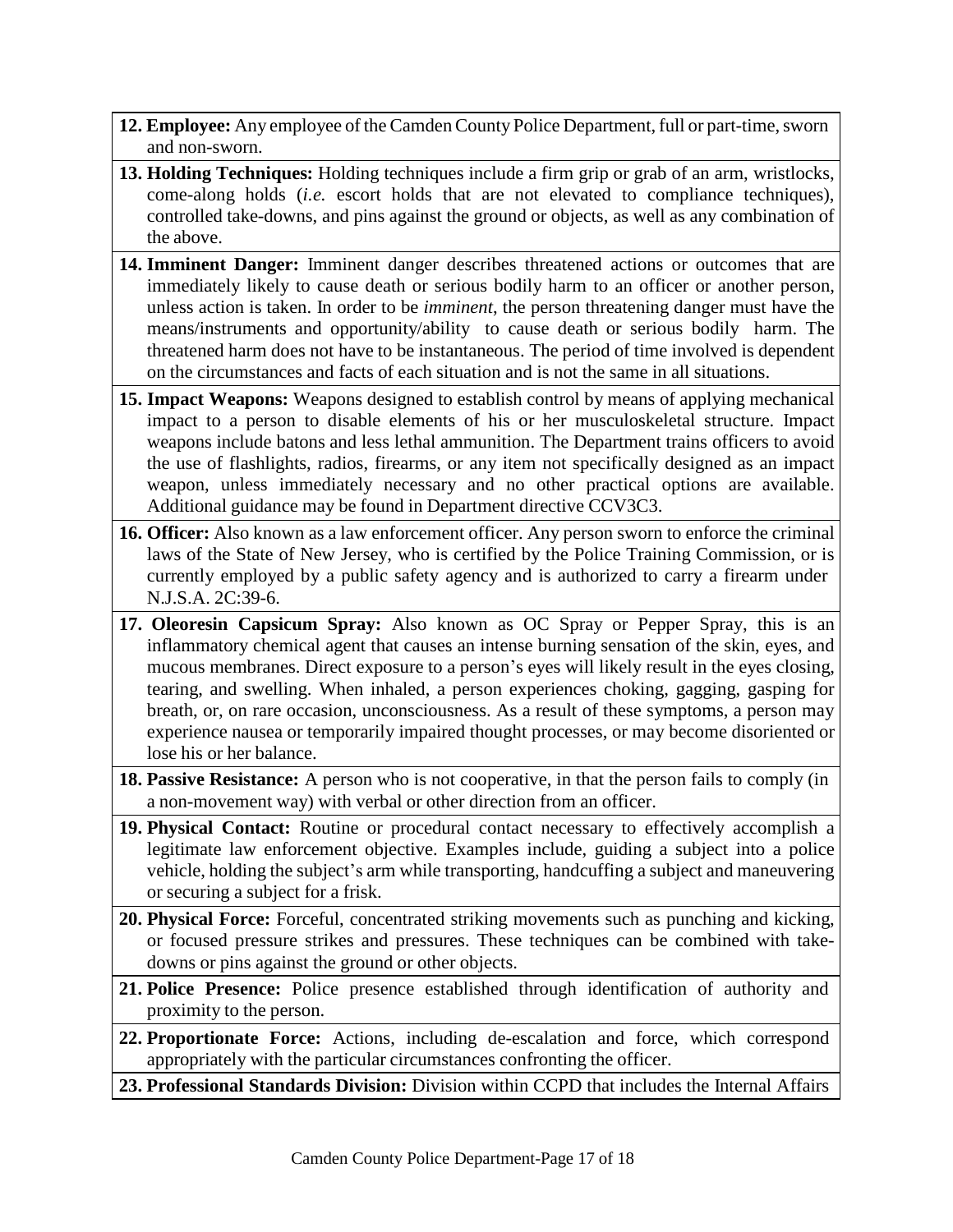12. **Employee:** Any employee of the Camden County Police Department, full or part-time, sworn and non-sworn.

13. **Holding Techniques:** Holding techniques include a firm grip or grab of an arm, wristlocks, come-along holds (*i.e.* escort holds that are not elevated to compliance techniques), controlled take-downs, and pins against the ground or objects, as well as any combination of the above.

14. **Imminent Danger:** Imminent danger describes threatened actions or outcomes that are immediately likely to cause death or serious bodily harm to an officer or another person, unless action is taken. In order to be *imminent*, the person threatening danger must have the means/instruments and opportunity/ability to cause death or serious bodily harm. The threatened harm does not have to be instantaneous. The period of time involved is dependent on the circumstances and facts of each situation and is not the same in all situations.

15. **Impact Weapons:** Weapons designed to establish control by means of applying mechanical impact to a person to disable elements of his or her musculoskeletal structure. Impact weapons include batons and less lethal ammunition. The Department trains officers to avoid the use of flashlights, radios, firearms, or any item not specifically designed as an impact weapon, unless immediately necessary and no other practical options are available. Additional guidance may be found in Department directive CCV3C3.

16. **Officer:** Also known as a law enforcement officer. Any person sworn to enforce the criminal laws of the State of New Jersey, who is certified by the Police Training Commission, or is currently employed by a public safety agency and is authorized to carry a firearm under N.J.S.A. 2C:39-6.

17. **Oleoresin Capsicum Spray:** Also known as OC Spray or Pepper Spray, this is an inflammatory chemical agent that causes an intense burning sensation of the skin, eyes, and mucous membranes. Direct exposure to a person's eyes will likely result in the eyes closing, tearing, and swelling. When inhaled, a person experiences choking, gagging, gasping for breath, or, on rare occasion, unconsciousness. As a result of these symptoms, a person may experience nausea or temporarily impaired thought processes, or may become disoriented or lose his or her balance.

18. **Passive Resistance:** A person who is not cooperative, in that the person fails to comply (in a non-movement way) with verbal or other direction from an officer.

19. **Physical Contact:** Routine or procedural contact necessary to effectively accomplish a legitimate law enforcement objective. Examples include, guiding a subject into a police vehicle, holding the subject's arm while transporting, handcuffing a subject and maneuvering or securing a subject for a frisk.

20. **Physical Force:** Forceful, concentrated striking movements such as punching and kicking, or focused pressure strikes and pressures. These techniques can be combined with take-downs or pins against the ground or other objects.

21. **Police Presence:** Police presence established through identification of authority and proximity to the person.

22. **Proportionate Force:** Actions, including de-escalation and force, which correspond appropriately with the particular circumstances confronting the officer.

23. **Professional Standards Division:** Division within CCPD that includes the Internal Affairs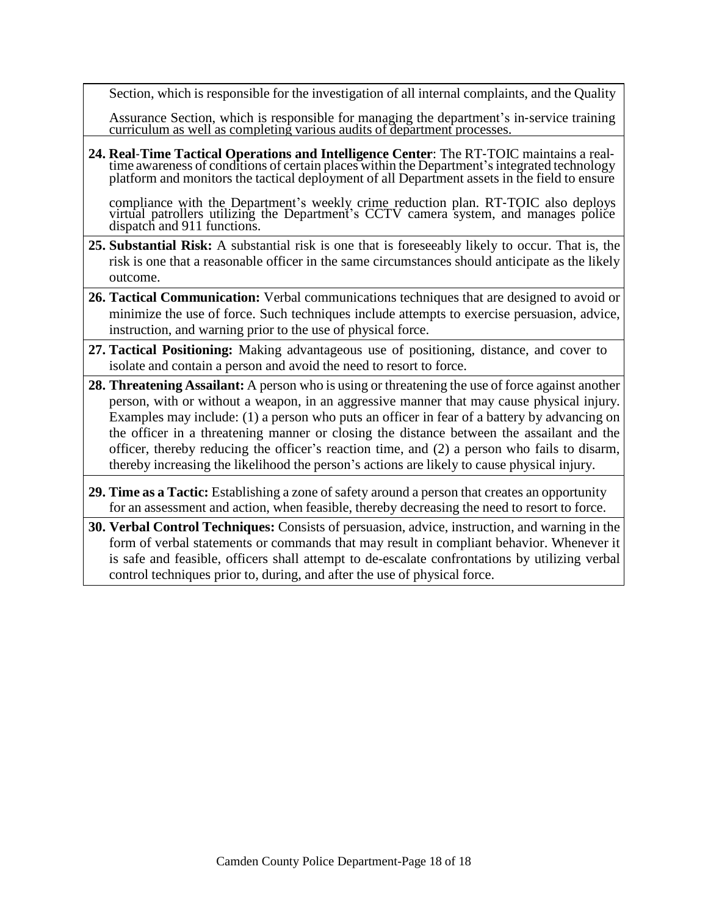Section, which is responsible for the investigation of all internal complaints, and the Quality Assurance Section, which is responsible for managing the department's in-service training curriculum as well as completing various audits of department processes.

24. **Real-Time Tactical Operations and Intelligence Center**: The RT-TOIC maintains a real-time awareness of conditions of certain places within the Department's integrated technology platform and monitors the tactical deployment of all Department assets in the field to ensure compliance with the Department's weekly crime reduction plan. RT-TOIC also deploys virtual patrollers utilizing the Department's CCTV camera system, and manages police dispatch and 911 functions.

25. **Substantial Risk:** A substantial risk is one that is foreseeably likely to occur. That is, the risk is one that a reasonable officer in the same circumstances should anticipate as the likely outcome.

26. **Tactical Communication:** Verbal communications techniques that are designed to avoid or minimize the use of force. Such techniques include attempts to exercise persuasion, advice, instruction, and warning prior to the use of physical force.

27. **Tactical Positioning:** Making advantageous use of positioning, distance, and cover to isolate and contain a person and avoid the need to resort to force.

28. **Threatening Assailant:** A person who is using or threatening the use of force against another person, with or without a weapon, in an aggressive manner that may cause physical injury. Examples may include: (1) a person who puts an officer in fear of a battery by advancing on the officer in a threatening manner or closing the distance between the assailant and the officer, thereby reducing the officer's reaction time, and (2) a person who fails to disarm, thereby increasing the likelihood the person's actions are likely to cause physical injury.

29. **Time as a Tactic:** Establishing a zone of safety around a person that creates an opportunity for an assessment and action, when feasible, thereby decreasing the need to resort to force.

30. **Verbal Control Techniques:** Consists of persuasion, advice, instruction, and warning in the form of verbal statements or commands that may result in compliant behavior. Whenever it is safe and feasible, officers shall attempt to de-escalate confrontations by utilizing verbal control techniques prior to, during, and after the use of physical force.